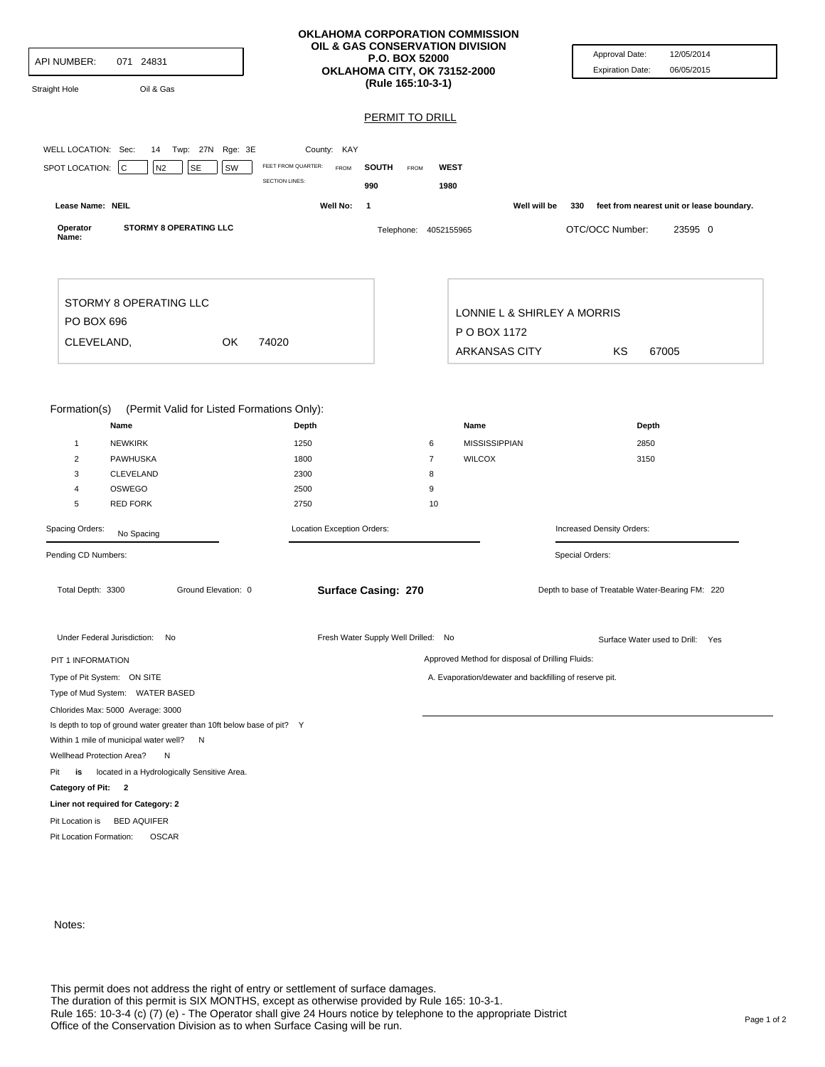**OKLAHOMA CORPORATION COMMISSION**
**OIL & GAS CONSERVATION DIVISION**
**P.O. BOX 52000**
**OKLAHOMA CITY, OK 73152-2000**
**(Rule 165:10-3-1)**

API NUMBER: 071 24831

Straight Hole    Oil & Gas

Approval Date: 12/05/2014
Expiration Date: 06/05/2015

## PERMIT TO DRILL

WELL LOCATION: Sec: 14 Twp: 27N Rge: 3E    County: KAY

SPOT LOCATION: C N2 SE SW

| FEET FROM QUARTER: | FROM | SOUTH | FROM | WEST |
|---|---|---|---|---|
| SECTION LINES: | | 990 | | 1980 |

**Lease Name: NEIL**    **Well No: 1**    Well will be **330** feet from nearest unit or lease boundary.

**Operator Name:** **STORMY 8 OPERATING LLC**    Telephone: 4052155965    OTC/OCC Number: 23595 0

STORMY 8 OPERATING LLC
PO BOX 696
CLEVELAND, OK 74020

LONNIE L & SHIRLEY A MORRIS
P O BOX 1172
ARKANSAS CITY KS 67005

Formation(s) (Permit Valid for Listed Formations Only):

| | Name | Depth | | Name | Depth |
|---|---|---|---|---|---|
| 1 | NEWKIRK | 1250 | 6 | MISSISSIPPIAN | 2850 |
| 2 | PAWHUSKA | 1800 | 7 | WILCOX | 3150 |
| 3 | CLEVELAND | 2300 | 8 | | |
| 4 | OSWEGO | 2500 | 9 | | |
| 5 | RED FORK | 2750 | 10 | | |

Spacing Orders: No Spacing    Location Exception Orders:    Increased Density Orders:

Pending CD Numbers:    Special Orders:

Total Depth: 3300    Ground Elevation: 0    **Surface Casing: 270**    Depth to base of Treatable Water-Bearing FM: 220

Under Federal Jurisdiction: No    Fresh Water Supply Well Drilled: No    Surface Water used to Drill: Yes

PIT 1 INFORMATION
Type of Pit System: ON SITE
Type of Mud System: WATER BASED
Chlorides Max: 5000 Average: 3000
Is depth to top of ground water greater than 10ft below base of pit? Y
Within 1 mile of municipal water well? N
Wellhead Protection Area? N
Pit **is** located in a Hydrologically Sensitive Area.
**Category of Pit: 2**
**Liner not required for Category: 2**
Pit Location is BED AQUIFER
Pit Location Formation: OSCAR

Approved Method for disposal of Drilling Fluids:
A. Evaporation/dewater and backfilling of reserve pit.

Notes:

This permit does not address the right of entry or settlement of surface damages.
The duration of this permit is SIX MONTHS, except as otherwise provided by Rule 165: 10-3-1.
Rule 165: 10-3-4 (c) (7) (e) - The Operator shall give 24 Hours notice by telephone to the appropriate District Office of the Conservation Division as to when Surface Casing will be run.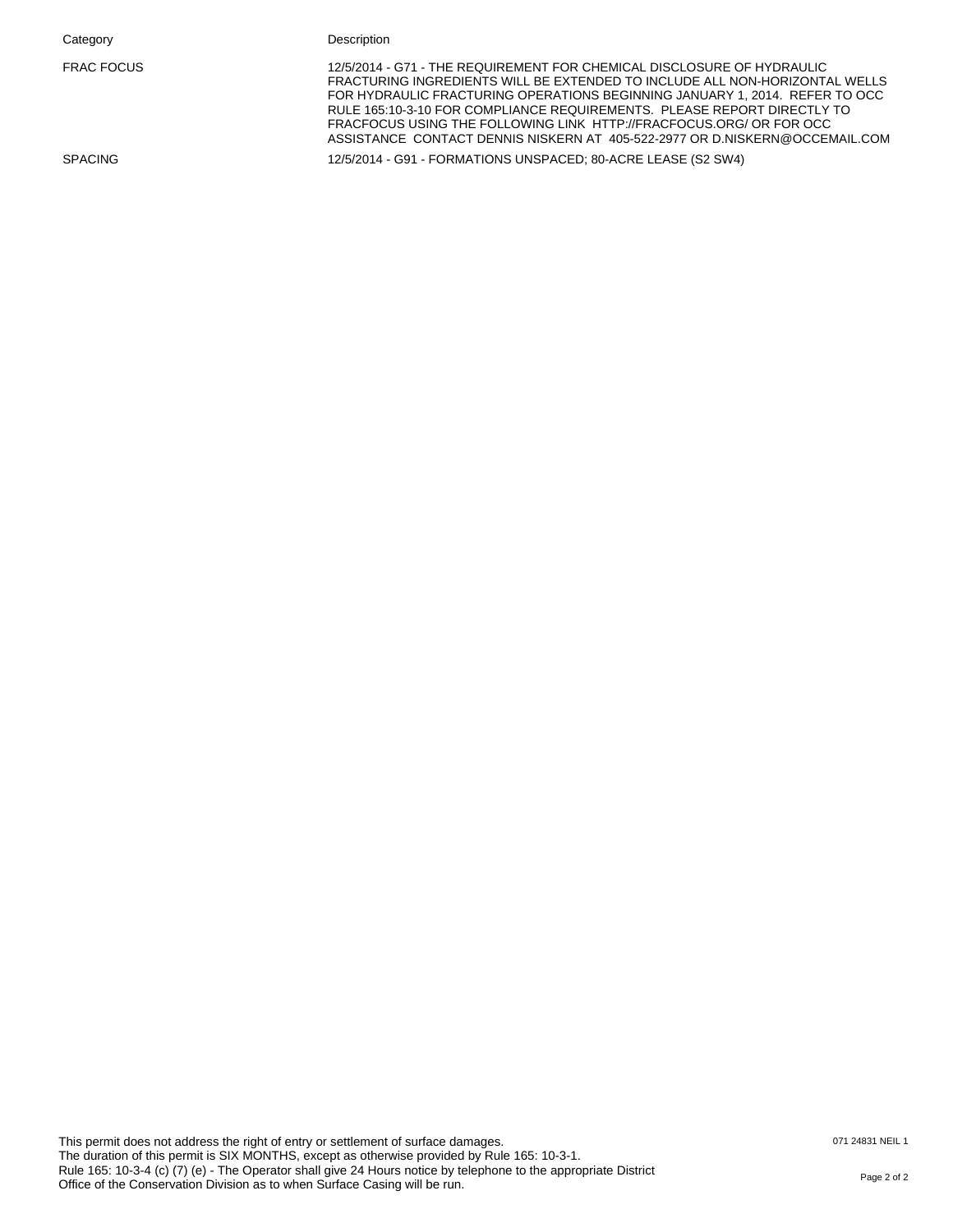| Category | Description |
|---|---|
| FRAC FOCUS | 12/5/2014 - G71 - THE REQUIREMENT FOR CHEMICAL DISCLOSURE OF HYDRAULIC FRACTURING INGREDIENTS WILL BE EXTENDED TO INCLUDE ALL NON-HORIZONTAL WELLS FOR HYDRAULIC FRACTURING OPERATIONS BEGINNING JANUARY 1, 2014. REFER TO OCC RULE 165:10-3-10 FOR COMPLIANCE REQUIREMENTS. PLEASE REPORT DIRECTLY TO FRACFOCUS USING THE FOLLOWING LINK HTTP://FRACFOCUS.ORG/ OR FOR OCC ASSISTANCE CONTACT DENNIS NISKERN AT 405-522-2977 OR D.NISKERN@OCCEMAIL.COM |
| SPACING | 12/5/2014 - G91 - FORMATIONS UNSPACED; 80-ACRE LEASE (S2 SW4) |

This permit does not address the right of entry or settlement of surface damages.
The duration of this permit is SIX MONTHS, except as otherwise provided by Rule 165: 10-3-1.
Rule 165: 10-3-4 (c) (7) (e) - The Operator shall give 24 Hours notice by telephone to the appropriate District Office of the Conservation Division as to when Surface Casing will be run.

071 24831 NEIL 1